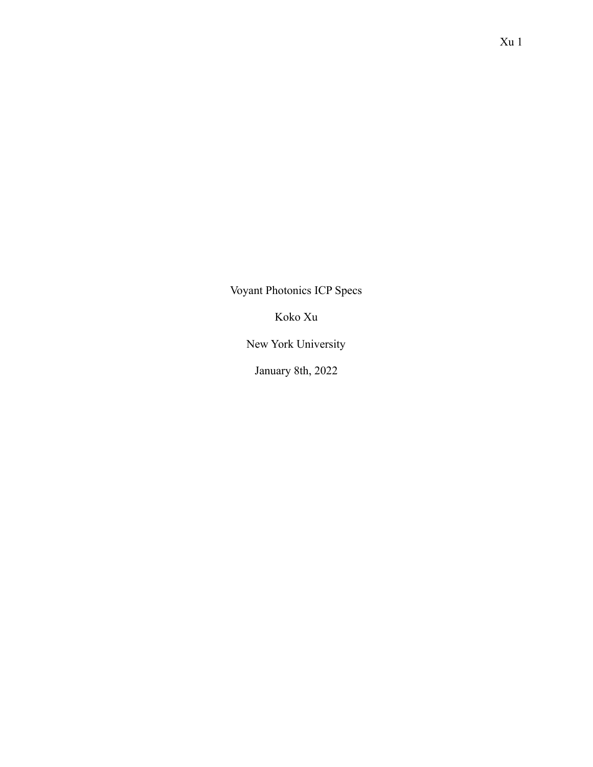Voyant Photonics ICP Specs

Koko Xu

New York University

January 8th, 2022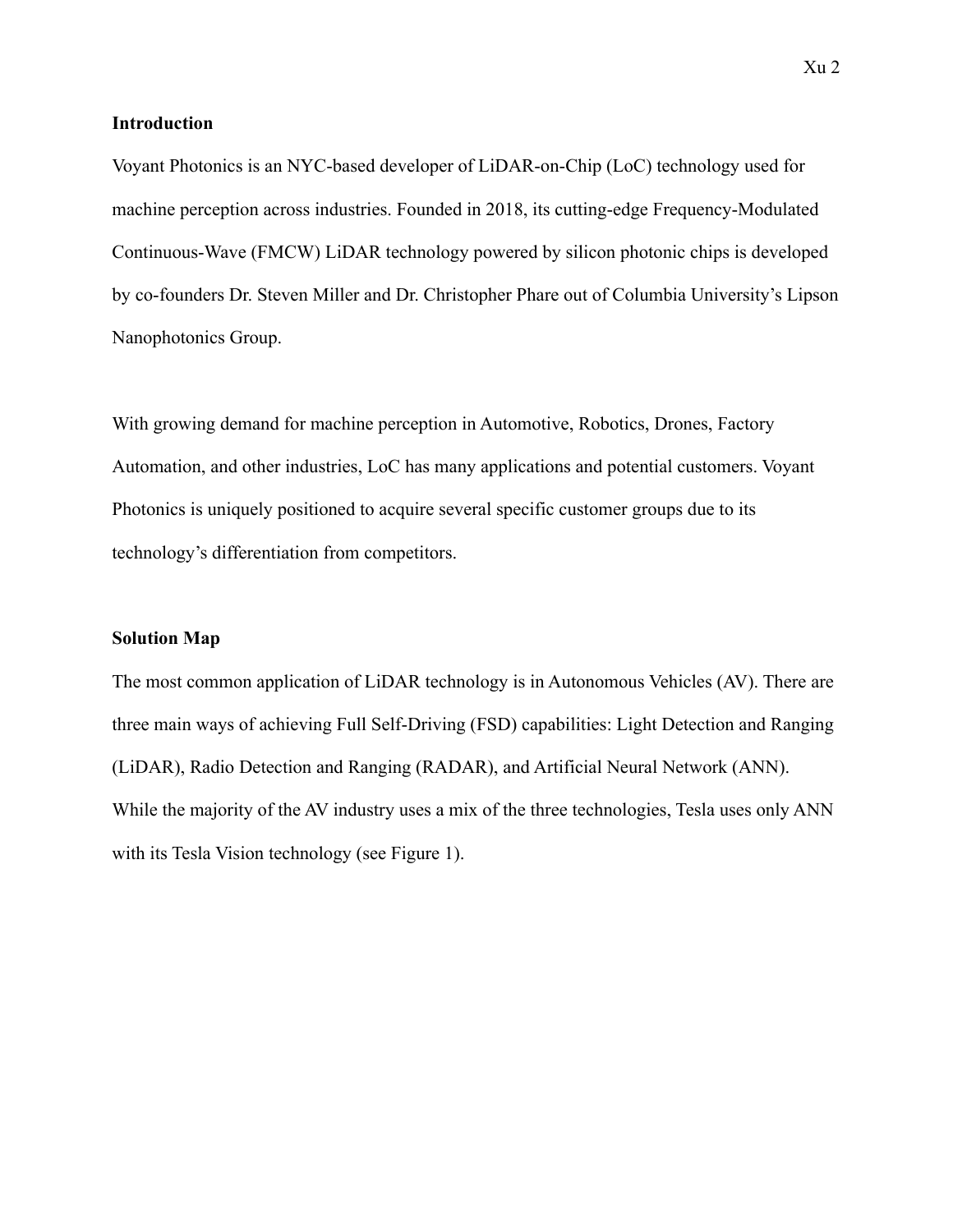## Introduction

Voyant Photonics is an NYC-based developer of LiDAR-on-Chip (LoC) technology used for machine perception across industries. Founded in 2018, its cutting-edge Frequency-Modulated Continuous-Wave (FMCW) LiDAR technology powered by silicon photonic chips is developed by co-founders Dr. Steven Miller and Dr. Christopher Phare out of Columbia University's Lipson Nanophotonics Group.

With growing demand for machine perception in Automotive, Robotics, Drones, Factory Automation, and other industries, LoC has many applications and potential customers. Voyant Photonics is uniquely positioned to acquire several specific customer groups due to its technology's differentiation from competitors.

## Solution Map

The most common application of LiDAR technology is in Autonomous Vehicles (AV). There are three main ways of achieving Full Self-Driving (FSD) capabilities: Light Detection and Ranging (LiDAR), Radio Detection and Ranging (RADAR), and Artificial Neural Network (ANN). While the majority of the AV industry uses a mix of the three technologies, Tesla uses only ANN with its Tesla Vision technology (see Figure 1).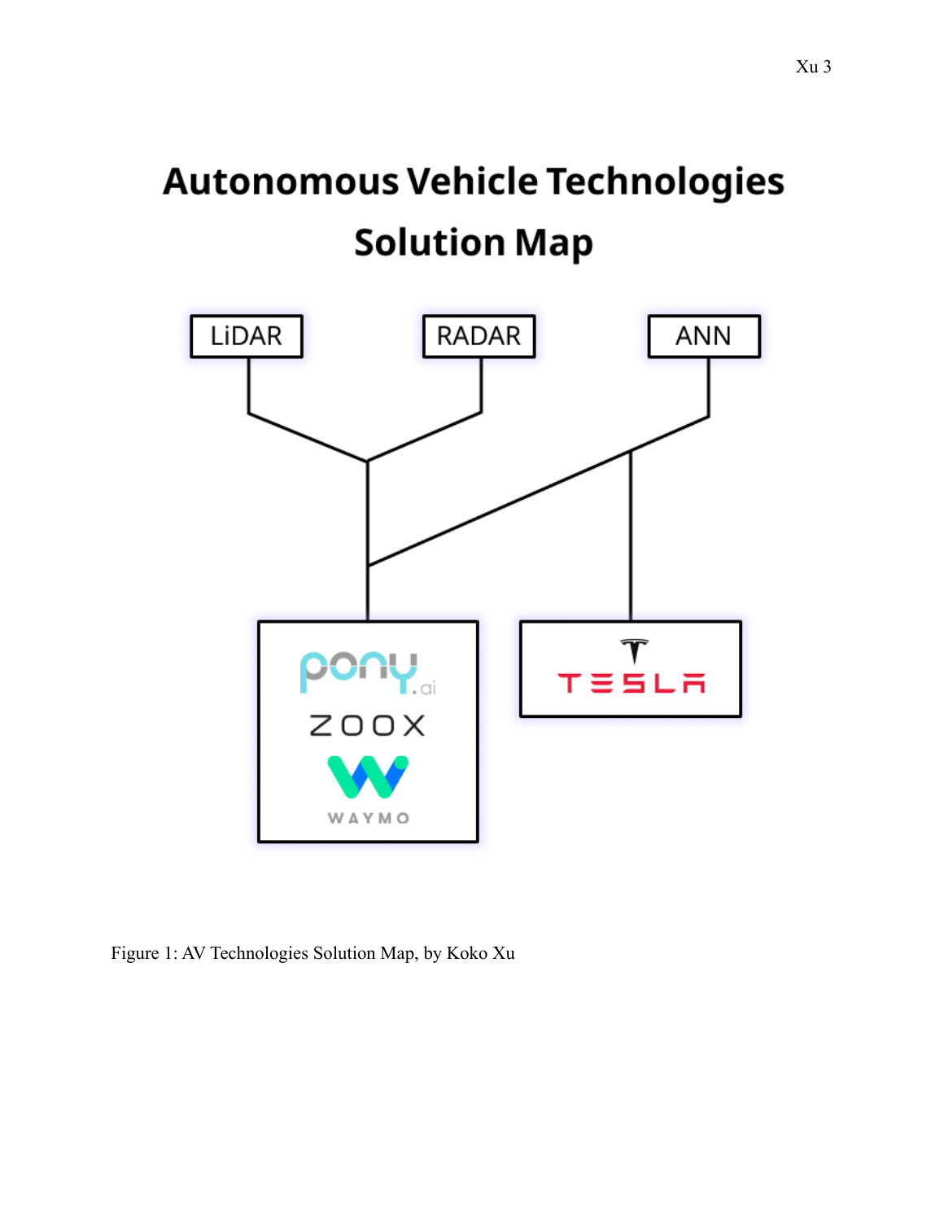# Autonomous Vehicle Technologies Solution Map

LiDAR

RADAR

ANN

pony.ai

ZOOX

WAYMO

TESLA

Figure 1: AV Technologies Solution Map, by Koko Xu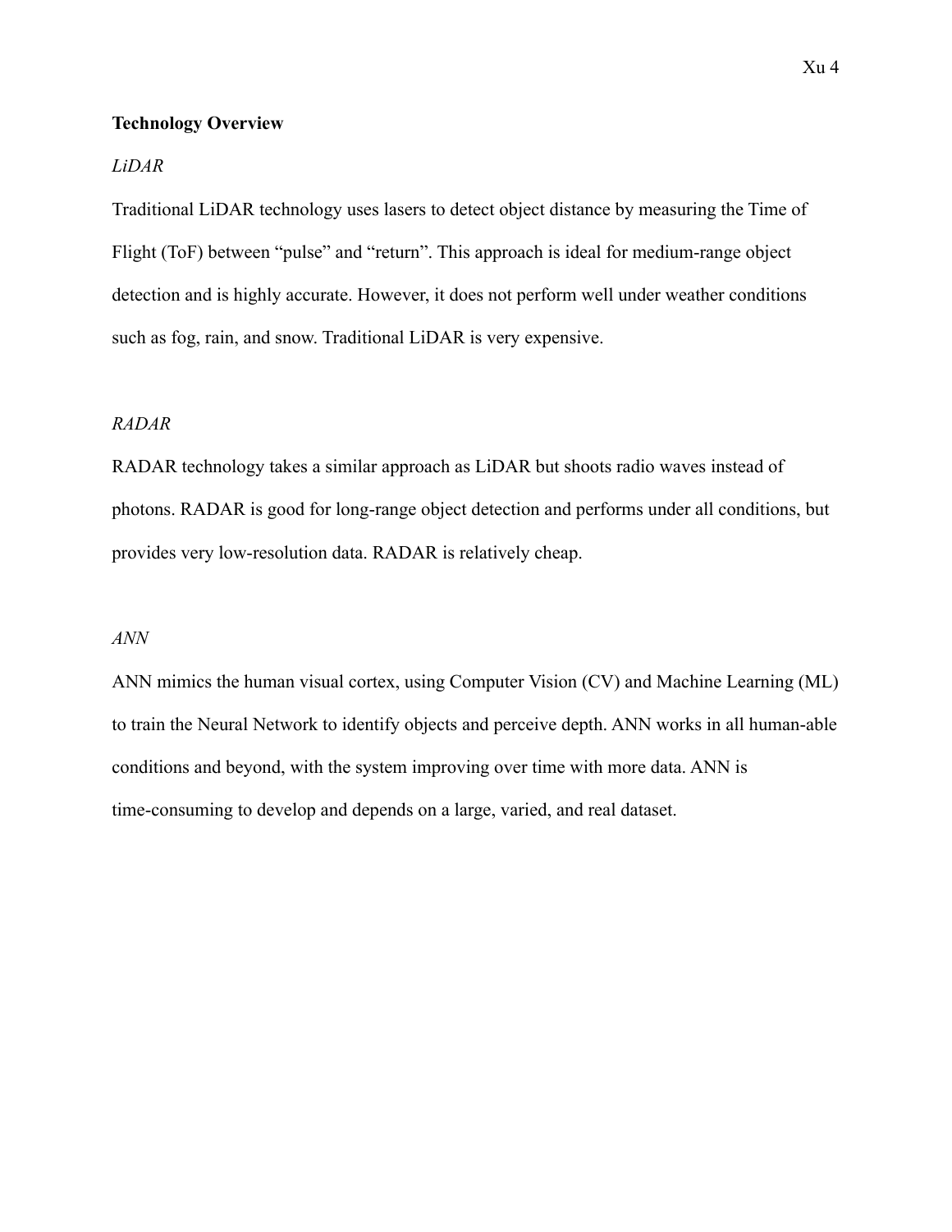**Technology Overview**

*LiDAR*

Traditional LiDAR technology uses lasers to detect object distance by measuring the Time of Flight (ToF) between “pulse” and “return”. This approach is ideal for medium-range object detection and is highly accurate. However, it does not perform well under weather conditions such as fog, rain, and snow. Traditional LiDAR is very expensive.

*RADAR*

RADAR technology takes a similar approach as LiDAR but shoots radio waves instead of photons. RADAR is good for long-range object detection and performs under all conditions, but provides very low-resolution data. RADAR is relatively cheap.

*ANN*

ANN mimics the human visual cortex, using Computer Vision (CV) and Machine Learning (ML) to train the Neural Network to identify objects and perceive depth. ANN works in all human-able conditions and beyond, with the system improving over time with more data. ANN is time-consuming to develop and depends on a large, varied, and real dataset.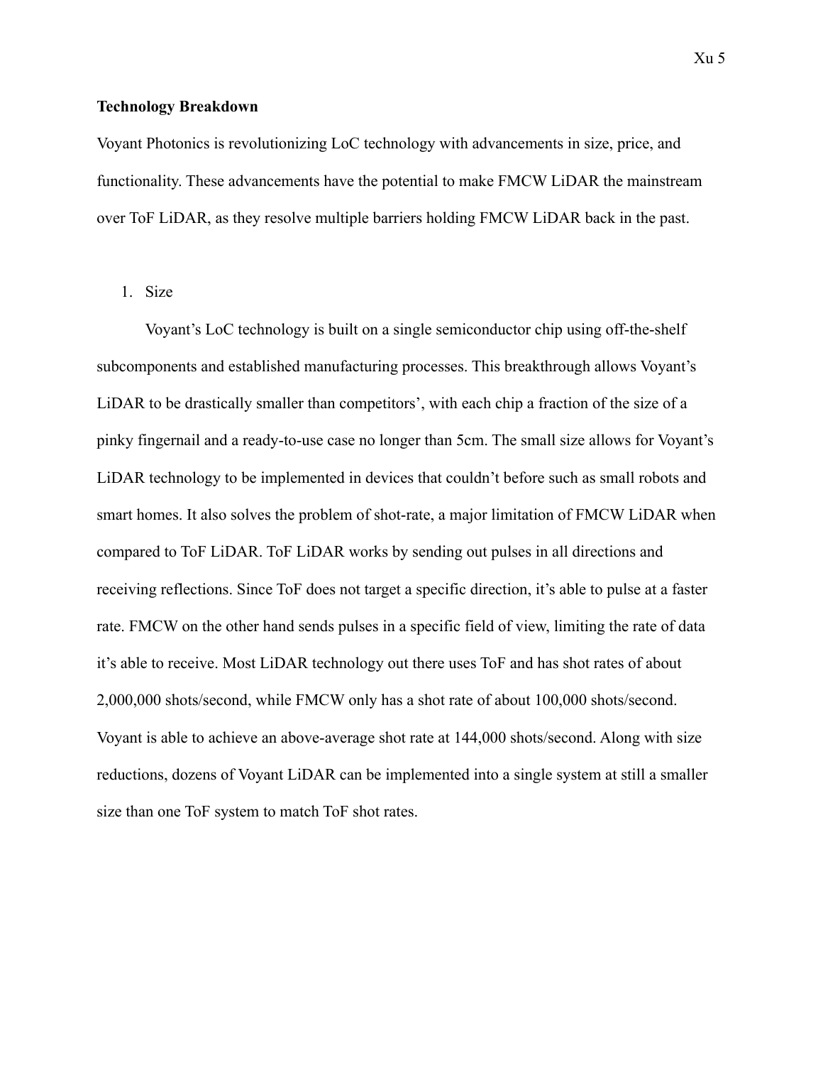**Technology Breakdown**

Voyant Photonics is revolutionizing LoC technology with advancements in size, price, and functionality. These advancements have the potential to make FMCW LiDAR the mainstream over ToF LiDAR, as they resolve multiple barriers holding FMCW LiDAR back in the past.

1. Size

Voyant's LoC technology is built on a single semiconductor chip using off-the-shelf subcomponents and established manufacturing processes. This breakthrough allows Voyant's LiDAR to be drastically smaller than competitors', with each chip a fraction of the size of a pinky fingernail and a ready-to-use case no longer than 5cm. The small size allows for Voyant's LiDAR technology to be implemented in devices that couldn't before such as small robots and smart homes. It also solves the problem of shot-rate, a major limitation of FMCW LiDAR when compared to ToF LiDAR. ToF LiDAR works by sending out pulses in all directions and receiving reflections. Since ToF does not target a specific direction, it's able to pulse at a faster rate. FMCW on the other hand sends pulses in a specific field of view, limiting the rate of data it's able to receive. Most LiDAR technology out there uses ToF and has shot rates of about 2,000,000 shots/second, while FMCW only has a shot rate of about 100,000 shots/second. Voyant is able to achieve an above-average shot rate at 144,000 shots/second. Along with size reductions, dozens of Voyant LiDAR can be implemented into a single system at still a smaller size than one ToF system to match ToF shot rates.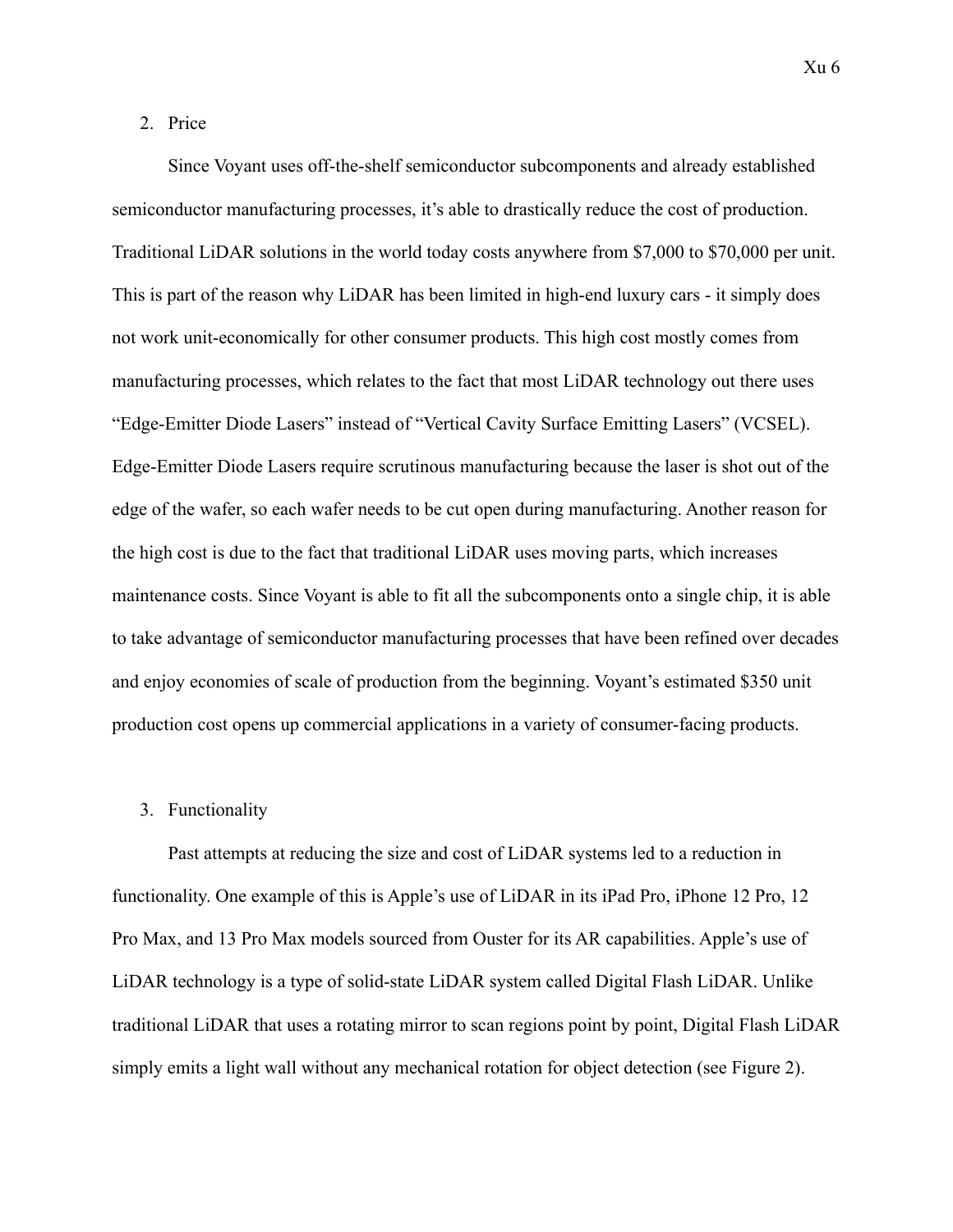2. Price

Since Voyant uses off-the-shelf semiconductor subcomponents and already established semiconductor manufacturing processes, it's able to drastically reduce the cost of production. Traditional LiDAR solutions in the world today costs anywhere from $7,000 to $70,000 per unit. This is part of the reason why LiDAR has been limited in high-end luxury cars - it simply does not work unit-economically for other consumer products. This high cost mostly comes from manufacturing processes, which relates to the fact that most LiDAR technology out there uses "Edge-Emitter Diode Lasers" instead of "Vertical Cavity Surface Emitting Lasers" (VCSEL). Edge-Emitter Diode Lasers require scrutinous manufacturing because the laser is shot out of the edge of the wafer, so each wafer needs to be cut open during manufacturing. Another reason for the high cost is due to the fact that traditional LiDAR uses moving parts, which increases maintenance costs. Since Voyant is able to fit all the subcomponents onto a single chip, it is able to take advantage of semiconductor manufacturing processes that have been refined over decades and enjoy economies of scale of production from the beginning. Voyant's estimated $350 unit production cost opens up commercial applications in a variety of consumer-facing products.

3. Functionality

Past attempts at reducing the size and cost of LiDAR systems led to a reduction in functionality. One example of this is Apple's use of LiDAR in its iPad Pro, iPhone 12 Pro, 12 Pro Max, and 13 Pro Max models sourced from Ouster for its AR capabilities. Apple's use of LiDAR technology is a type of solid-state LiDAR system called Digital Flash LiDAR. Unlike traditional LiDAR that uses a rotating mirror to scan regions point by point, Digital Flash LiDAR simply emits a light wall without any mechanical rotation for object detection (see Figure 2).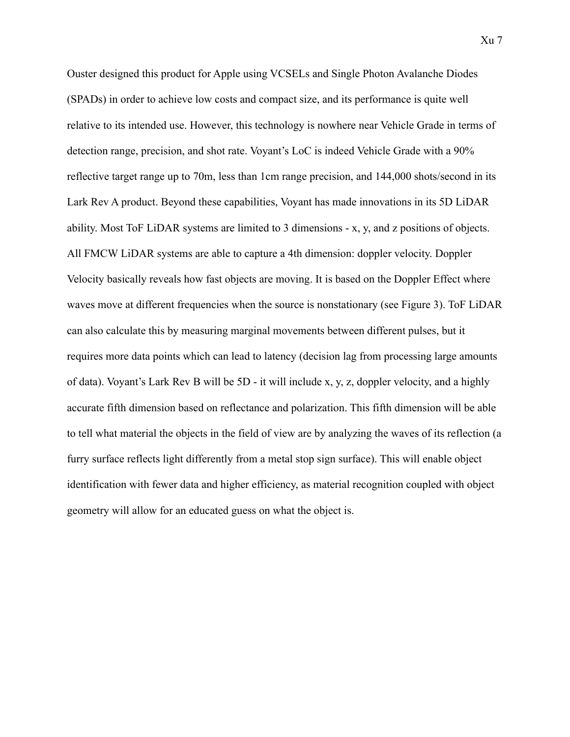Ouster designed this product for Apple using VCSELs and Single Photon Avalanche Diodes (SPADs) in order to achieve low costs and compact size, and its performance is quite well relative to its intended use. However, this technology is nowhere near Vehicle Grade in terms of detection range, precision, and shot rate. Voyant's LoC is indeed Vehicle Grade with a 90% reflective target range up to 70m, less than 1cm range precision, and 144,000 shots/second in its Lark Rev A product. Beyond these capabilities, Voyant has made innovations in its 5D LiDAR ability. Most ToF LiDAR systems are limited to 3 dimensions - x, y, and z positions of objects. All FMCW LiDAR systems are able to capture a 4th dimension: doppler velocity. Doppler Velocity basically reveals how fast objects are moving. It is based on the Doppler Effect where waves move at different frequencies when the source is nonstationary (see Figure 3). ToF LiDAR can also calculate this by measuring marginal movements between different pulses, but it requires more data points which can lead to latency (decision lag from processing large amounts of data). Voyant's Lark Rev B will be 5D - it will include x, y, z, doppler velocity, and a highly accurate fifth dimension based on reflectance and polarization. This fifth dimension will be able to tell what material the objects in the field of view are by analyzing the waves of its reflection (a furry surface reflects light differently from a metal stop sign surface). This will enable object identification with fewer data and higher efficiency, as material recognition coupled with object geometry will allow for an educated guess on what the object is.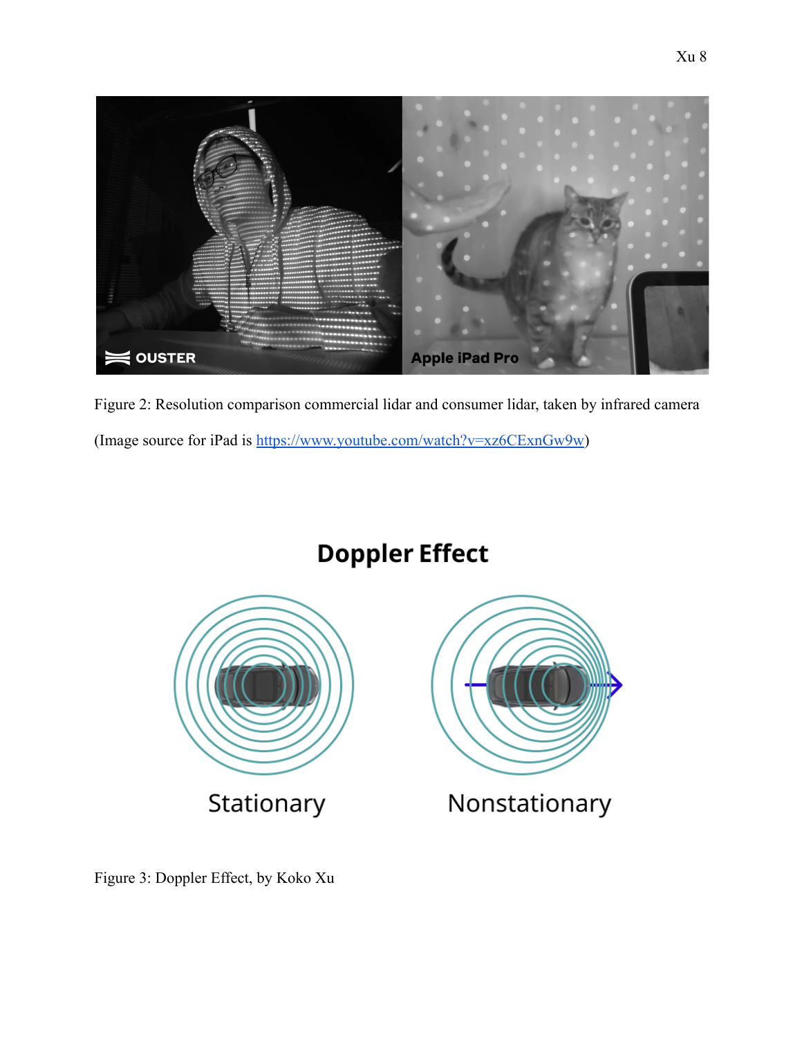Figure 2: Resolution comparison commercial lidar and consumer lidar, taken by infrared camera (Image source for iPad is [https://www.youtube.com/watch?v=xz6CExnGw9w](https://www.youtube.com/watch?v=xz6CExnGw9w))

Figure 3: Doppler Effect, by Koko Xu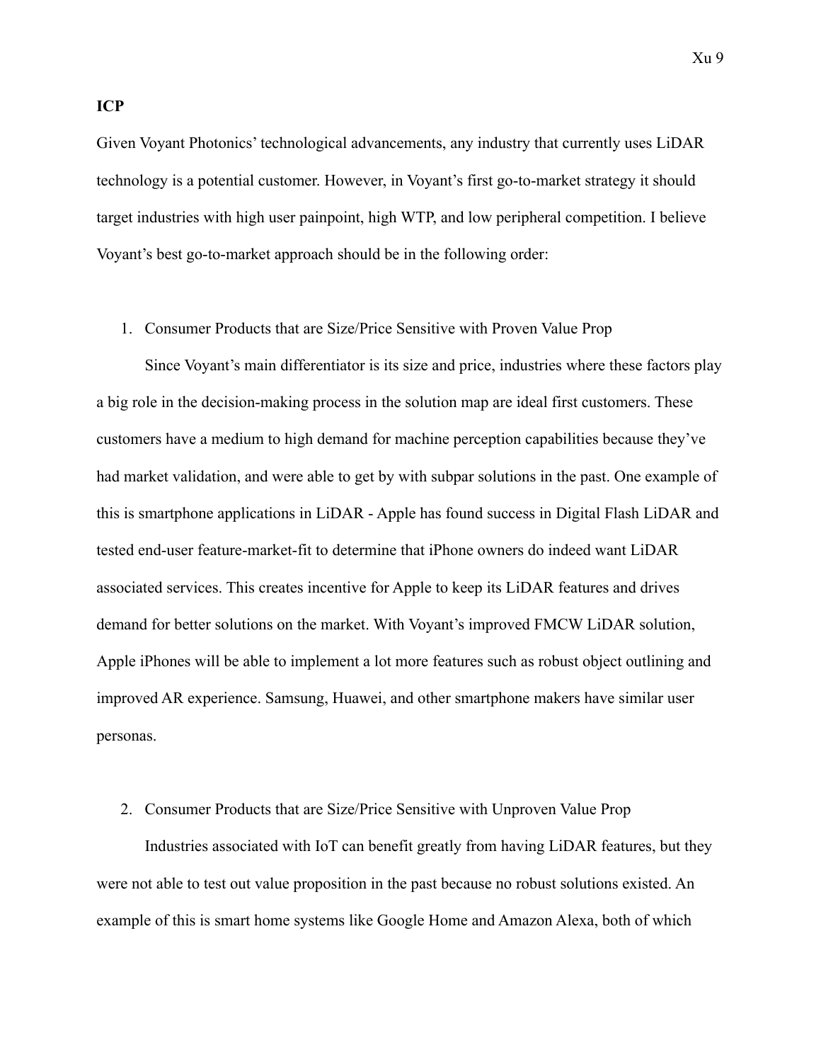**ICP**

Given Voyant Photonics' technological advancements, any industry that currently uses LiDAR technology is a potential customer. However, in Voyant's first go-to-market strategy it should target industries with high user painpoint, high WTP, and low peripheral competition. I believe Voyant's best go-to-market approach should be in the following order:

1. Consumer Products that are Size/Price Sensitive with Proven Value Prop

    Since Voyant's main differentiator is its size and price, industries where these factors play a big role in the decision-making process in the solution map are ideal first customers. These customers have a medium to high demand for machine perception capabilities because they've had market validation, and were able to get by with subpar solutions in the past. One example of this is smartphone applications in LiDAR - Apple has found success in Digital Flash LiDAR and tested end-user feature-market-fit to determine that iPhone owners do indeed want LiDAR associated services. This creates incentive for Apple to keep its LiDAR features and drives demand for better solutions on the market. With Voyant's improved FMCW LiDAR solution, Apple iPhones will be able to implement a lot more features such as robust object outlining and improved AR experience. Samsung, Huawei, and other smartphone makers have similar user personas.

2. Consumer Products that are Size/Price Sensitive with Unproven Value Prop

    Industries associated with IoT can benefit greatly from having LiDAR features, but they were not able to test out value proposition in the past because no robust solutions existed. An example of this is smart home systems like Google Home and Amazon Alexa, both of which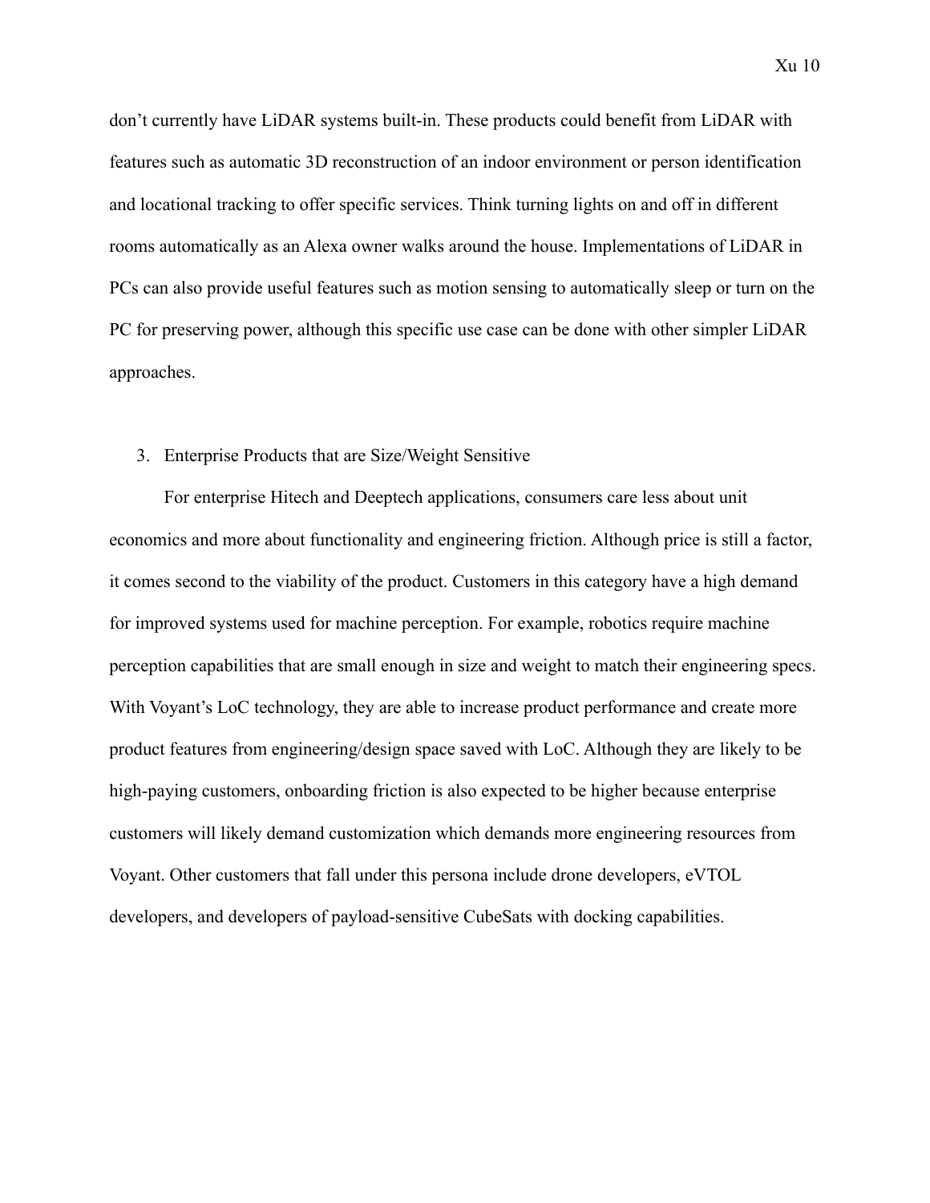don't currently have LiDAR systems built-in. These products could benefit from LiDAR with features such as automatic 3D reconstruction of an indoor environment or person identification and locational tracking to offer specific services. Think turning lights on and off in different rooms automatically as an Alexa owner walks around the house. Implementations of LiDAR in PCs can also provide useful features such as motion sensing to automatically sleep or turn on the PC for preserving power, although this specific use case can be done with other simpler LiDAR approaches.

3. Enterprise Products that are Size/Weight Sensitive

For enterprise Hitech and Deeptech applications, consumers care less about unit economics and more about functionality and engineering friction. Although price is still a factor, it comes second to the viability of the product. Customers in this category have a high demand for improved systems used for machine perception. For example, robotics require machine perception capabilities that are small enough in size and weight to match their engineering specs. With Voyant's LoC technology, they are able to increase product performance and create more product features from engineering/design space saved with LoC. Although they are likely to be high-paying customers, onboarding friction is also expected to be higher because enterprise customers will likely demand customization which demands more engineering resources from Voyant. Other customers that fall under this persona include drone developers, eVTOL developers, and developers of payload-sensitive CubeSats with docking capabilities.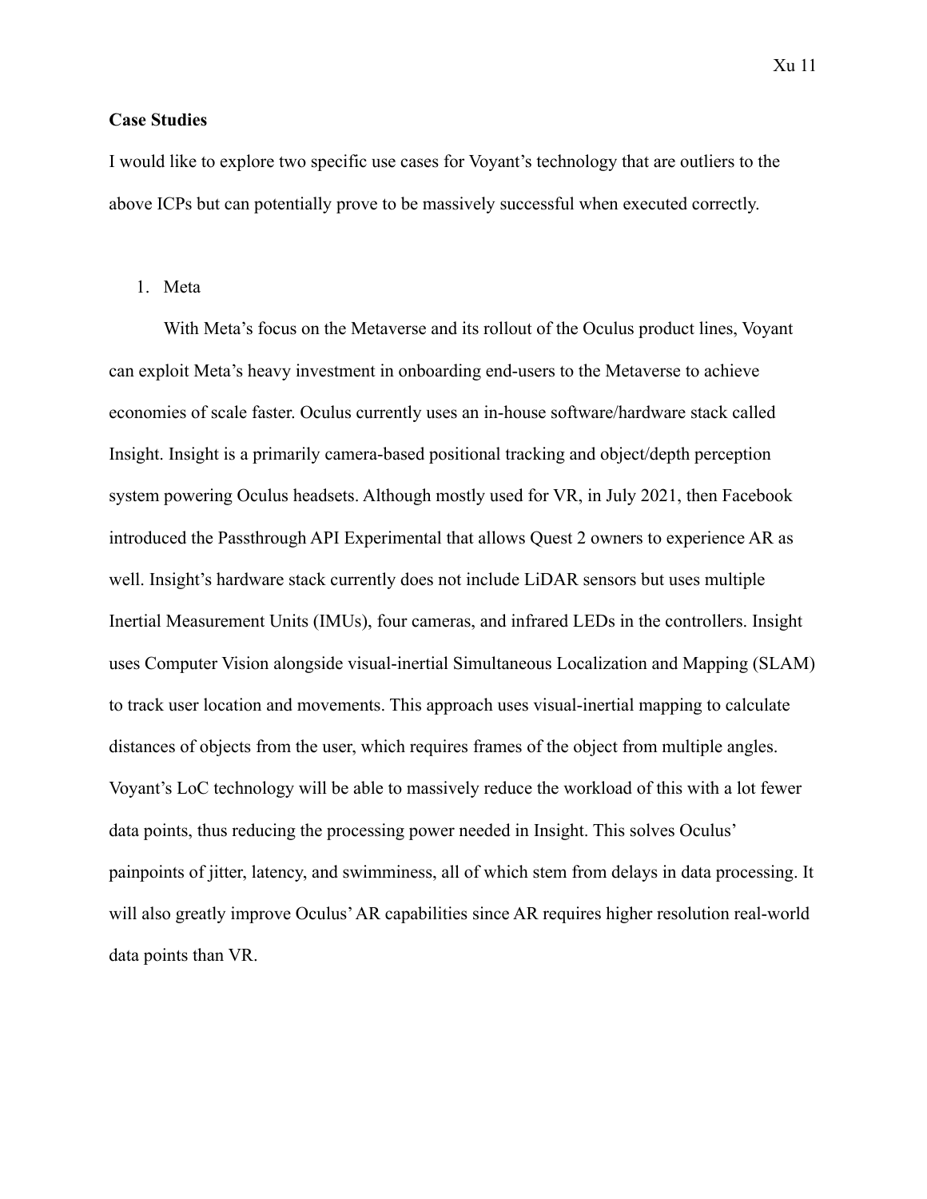**Case Studies**

I would like to explore two specific use cases for Voyant's technology that are outliers to the above ICPs but can potentially prove to be massively successful when executed correctly.

1. Meta

With Meta's focus on the Metaverse and its rollout of the Oculus product lines, Voyant can exploit Meta's heavy investment in onboarding end-users to the Metaverse to achieve economies of scale faster. Oculus currently uses an in-house software/hardware stack called Insight. Insight is a primarily camera-based positional tracking and object/depth perception system powering Oculus headsets. Although mostly used for VR, in July 2021, then Facebook introduced the Passthrough API Experimental that allows Quest 2 owners to experience AR as well. Insight's hardware stack currently does not include LiDAR sensors but uses multiple Inertial Measurement Units (IMUs), four cameras, and infrared LEDs in the controllers. Insight uses Computer Vision alongside visual-inertial Simultaneous Localization and Mapping (SLAM) to track user location and movements. This approach uses visual-inertial mapping to calculate distances of objects from the user, which requires frames of the object from multiple angles. Voyant's LoC technology will be able to massively reduce the workload of this with a lot fewer data points, thus reducing the processing power needed in Insight. This solves Oculus' painpoints of jitter, latency, and swimminess, all of which stem from delays in data processing. It will also greatly improve Oculus' AR capabilities since AR requires higher resolution real-world data points than VR.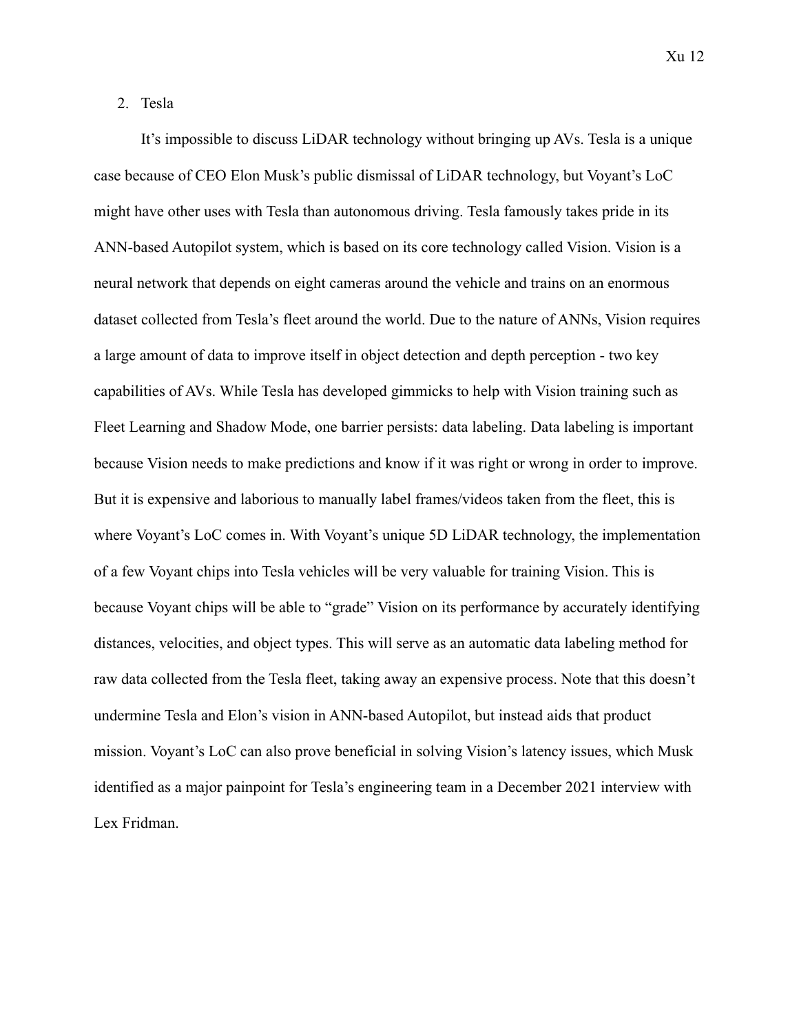2. Tesla

It's impossible to discuss LiDAR technology without bringing up AVs. Tesla is a unique case because of CEO Elon Musk's public dismissal of LiDAR technology, but Voyant's LoC might have other uses with Tesla than autonomous driving. Tesla famously takes pride in its ANN-based Autopilot system, which is based on its core technology called Vision. Vision is a neural network that depends on eight cameras around the vehicle and trains on an enormous dataset collected from Tesla's fleet around the world. Due to the nature of ANNs, Vision requires a large amount of data to improve itself in object detection and depth perception - two key capabilities of AVs. While Tesla has developed gimmicks to help with Vision training such as Fleet Learning and Shadow Mode, one barrier persists: data labeling. Data labeling is important because Vision needs to make predictions and know if it was right or wrong in order to improve. But it is expensive and laborious to manually label frames/videos taken from the fleet, this is where Voyant's LoC comes in. With Voyant's unique 5D LiDAR technology, the implementation of a few Voyant chips into Tesla vehicles will be very valuable for training Vision. This is because Voyant chips will be able to "grade" Vision on its performance by accurately identifying distances, velocities, and object types. This will serve as an automatic data labeling method for raw data collected from the Tesla fleet, taking away an expensive process. Note that this doesn't undermine Tesla and Elon's vision in ANN-based Autopilot, but instead aids that product mission. Voyant's LoC can also prove beneficial in solving Vision's latency issues, which Musk identified as a major painpoint for Tesla's engineering team in a December 2021 interview with Lex Fridman.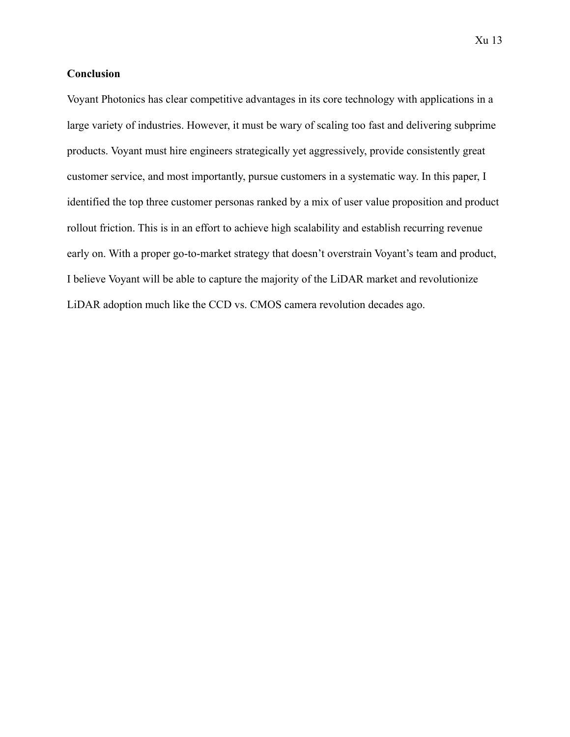## Conclusion

Voyant Photonics has clear competitive advantages in its core technology with applications in a large variety of industries. However, it must be wary of scaling too fast and delivering subprime products. Voyant must hire engineers strategically yet aggressively, provide consistently great customer service, and most importantly, pursue customers in a systematic way. In this paper, I identified the top three customer personas ranked by a mix of user value proposition and product rollout friction. This is in an effort to achieve high scalability and establish recurring revenue early on. With a proper go-to-market strategy that doesn't overstrain Voyant's team and product, I believe Voyant will be able to capture the majority of the LiDAR market and revolutionize LiDAR adoption much like the CCD vs. CMOS camera revolution decades ago.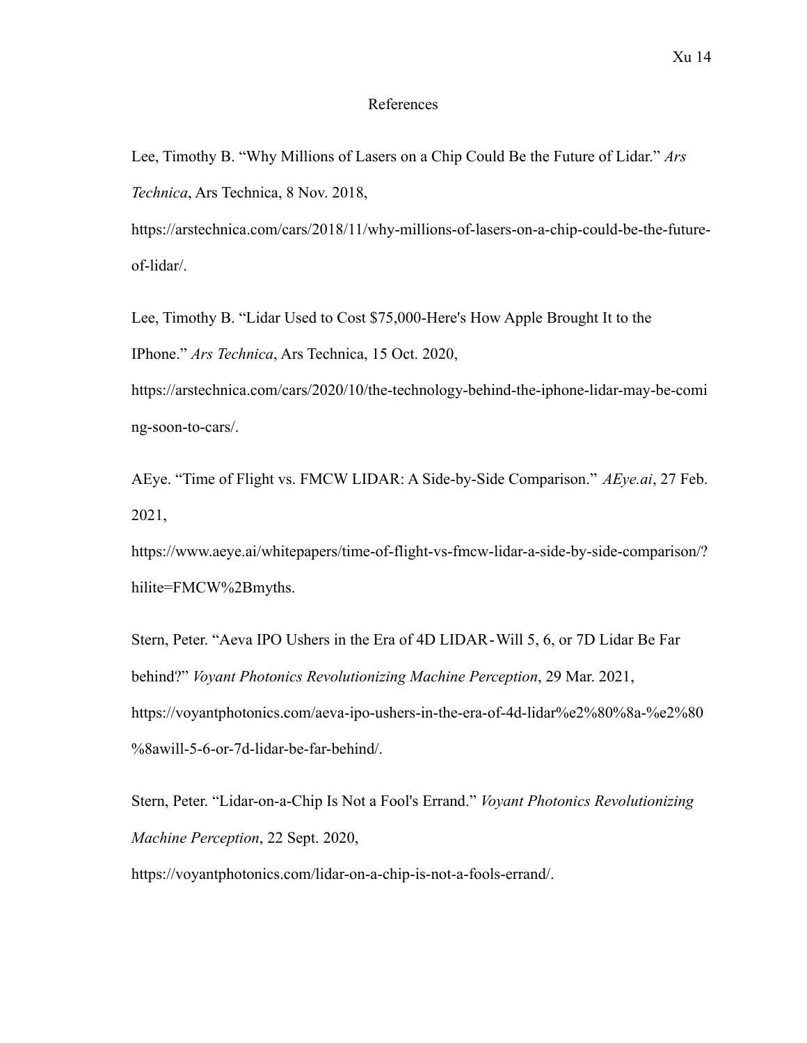# References

Lee, Timothy B. "Why Millions of Lasers on a Chip Could Be the Future of Lidar." *Ars Technica*, Ars Technica, 8 Nov. 2018, https://arstechnica.com/cars/2018/11/why-millions-of-lasers-on-a-chip-could-be-the-future-of-lidar/.

Lee, Timothy B. "Lidar Used to Cost $75,000-Here's How Apple Brought It to the IPhone." *Ars Technica*, Ars Technica, 15 Oct. 2020, https://arstechnica.com/cars/2020/10/the-technology-behind-the-iphone-lidar-may-be-coming-soon-to-cars/.

AEye. "Time of Flight vs. FMCW LIDAR: A Side-by-Side Comparison." *AEye.ai*, 27 Feb. 2021, https://www.aeye.ai/whitepapers/time-of-flight-vs-fmcw-lidar-a-side-by-side-comparison/?hilite=FMCW%2Bmyths.

Stern, Peter. "Aeva IPO Ushers in the Era of 4D LIDAR - Will 5, 6, or 7D Lidar Be Far behind?" *Voyant Photonics Revolutionizing Machine Perception*, 29 Mar. 2021, https://voyantphotonics.com/aeva-ipo-ushers-in-the-era-of-4d-lidar%e2%80%8a-%e2%80%8awill-5-6-or-7d-lidar-be-far-behind/.

Stern, Peter. "Lidar-on-a-Chip Is Not a Fool's Errand." *Voyant Photonics Revolutionizing Machine Perception*, 22 Sept. 2020, https://voyantphotonics.com/lidar-on-a-chip-is-not-a-fools-errand/.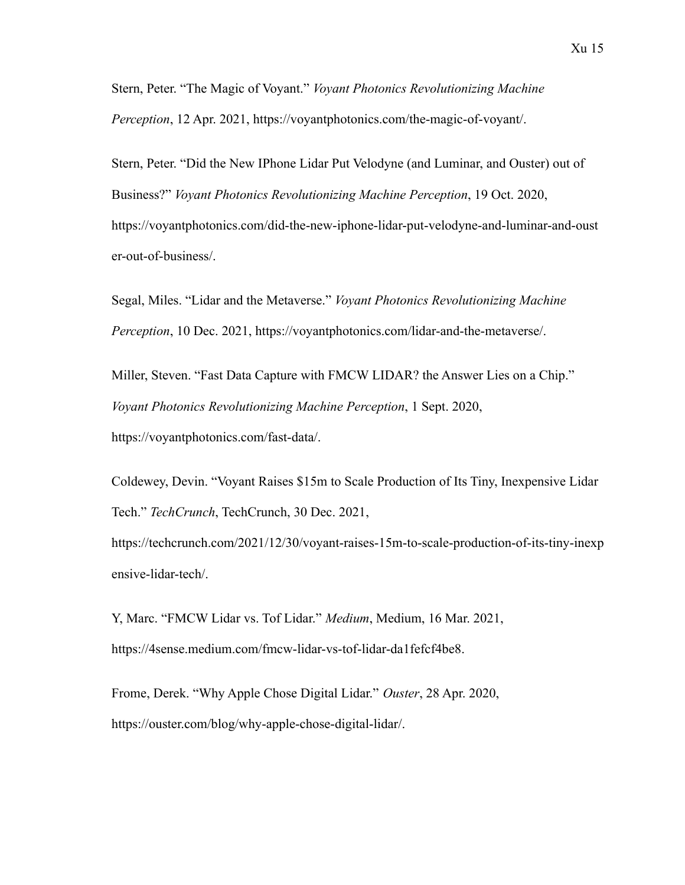Stern, Peter. “The Magic of Voyant.” *Voyant Photonics Revolutionizing Machine Perception*, 12 Apr. 2021, https://voyantphotonics.com/the-magic-of-voyant/.

Stern, Peter. “Did the New IPhone Lidar Put Velodyne (and Luminar, and Ouster) out of Business?” *Voyant Photonics Revolutionizing Machine Perception*, 19 Oct. 2020, https://voyantphotonics.com/did-the-new-iphone-lidar-put-velodyne-and-luminar-and-ouster-out-of-business/.

Segal, Miles. “Lidar and the Metaverse.” *Voyant Photonics Revolutionizing Machine Perception*, 10 Dec. 2021, https://voyantphotonics.com/lidar-and-the-metaverse/.

Miller, Steven. “Fast Data Capture with FMCW LIDAR? the Answer Lies on a Chip.” *Voyant Photonics Revolutionizing Machine Perception*, 1 Sept. 2020, https://voyantphotonics.com/fast-data/.

Coldewey, Devin. “Voyant Raises $15m to Scale Production of Its Tiny, Inexpensive Lidar Tech.” *TechCrunch*, TechCrunch, 30 Dec. 2021, https://techcrunch.com/2021/12/30/voyant-raises-15m-to-scale-production-of-its-tiny-inexpensive-lidar-tech/.

Y, Marc. “FMCW Lidar vs. Tof Lidar.” *Medium*, Medium, 16 Mar. 2021, https://4sense.medium.com/fmcw-lidar-vs-tof-lidar-da1fefcf4be8.

Frome, Derek. “Why Apple Chose Digital Lidar.” *Ouster*, 28 Apr. 2020, https://ouster.com/blog/why-apple-chose-digital-lidar/.